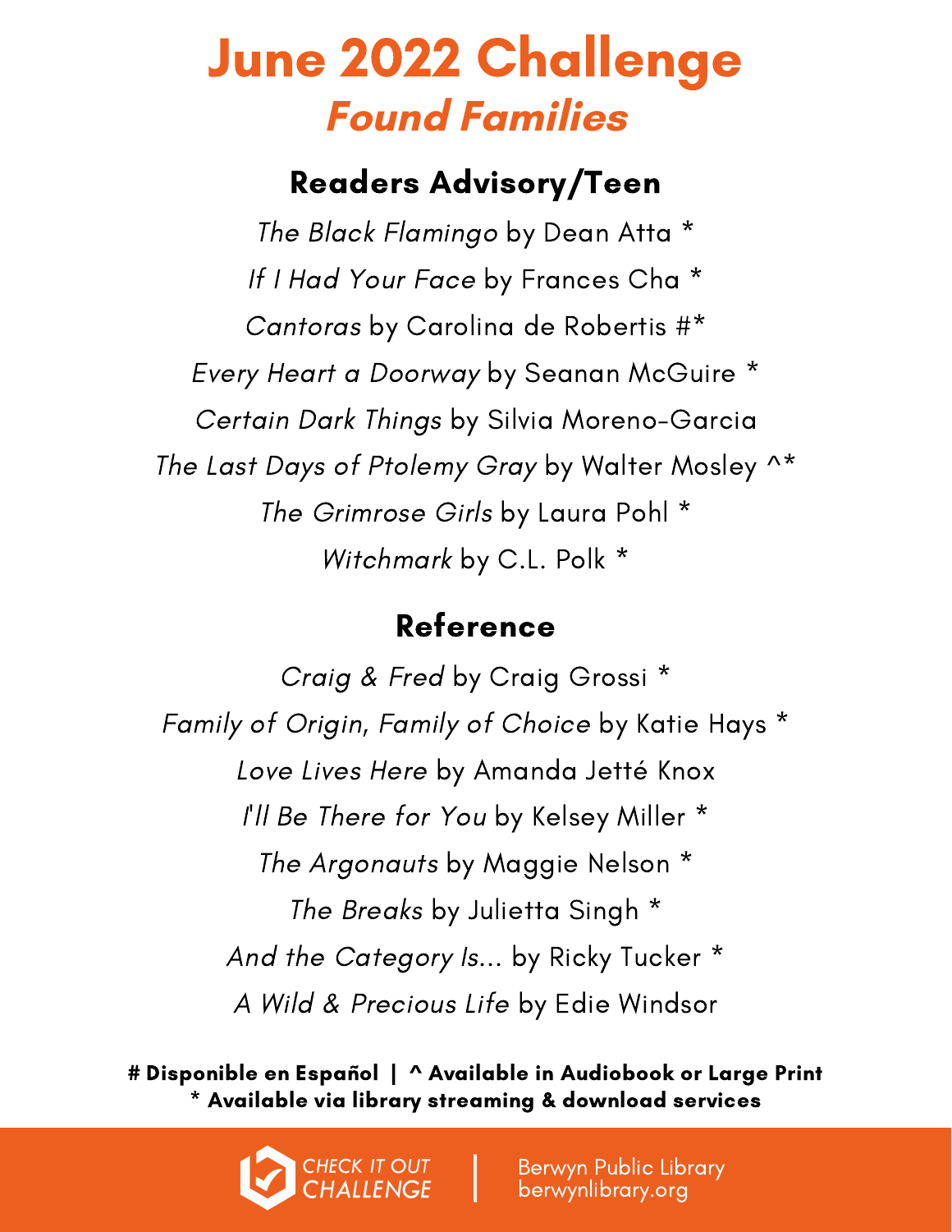# June 2022 Challenge

## *Found Families*

### Readers Advisory/Teen

*The Black Flamingo* by Dean Atta *

*If I Had Your Face* by Frances Cha *

*Cantoras* by Carolina de Robertis #*

*Every Heart a Doorway* by Seanan McGuire *

*Certain Dark Things* by Silvia Moreno-Garcia

*The Last Days of Ptolemy Gray* by Walter Mosley ^*

*The Grimrose Girls* by Laura Pohl *

*Witchmark* by C.L. Polk *

### Reference

*Craig & Fred* by Craig Grossi *

*Family of Origin, Family of Choice* by Katie Hays *

*Love Lives Here* by Amanda Jetté Knox

*I'll Be There for You* by Kelsey Miller *

*The Argonauts* by Maggie Nelson *

*The Breaks* by Julietta Singh *

*And the Category Is...* by Ricky Tucker *

*A Wild & Precious Life* by Edie Windsor

**# Disponible en Español | ^ Available in Audiobook or Large Print**
**\* Available via library streaming & download services**

CHECK IT OUT CHALLENGE | Berwyn Public Library berwynlibrary.org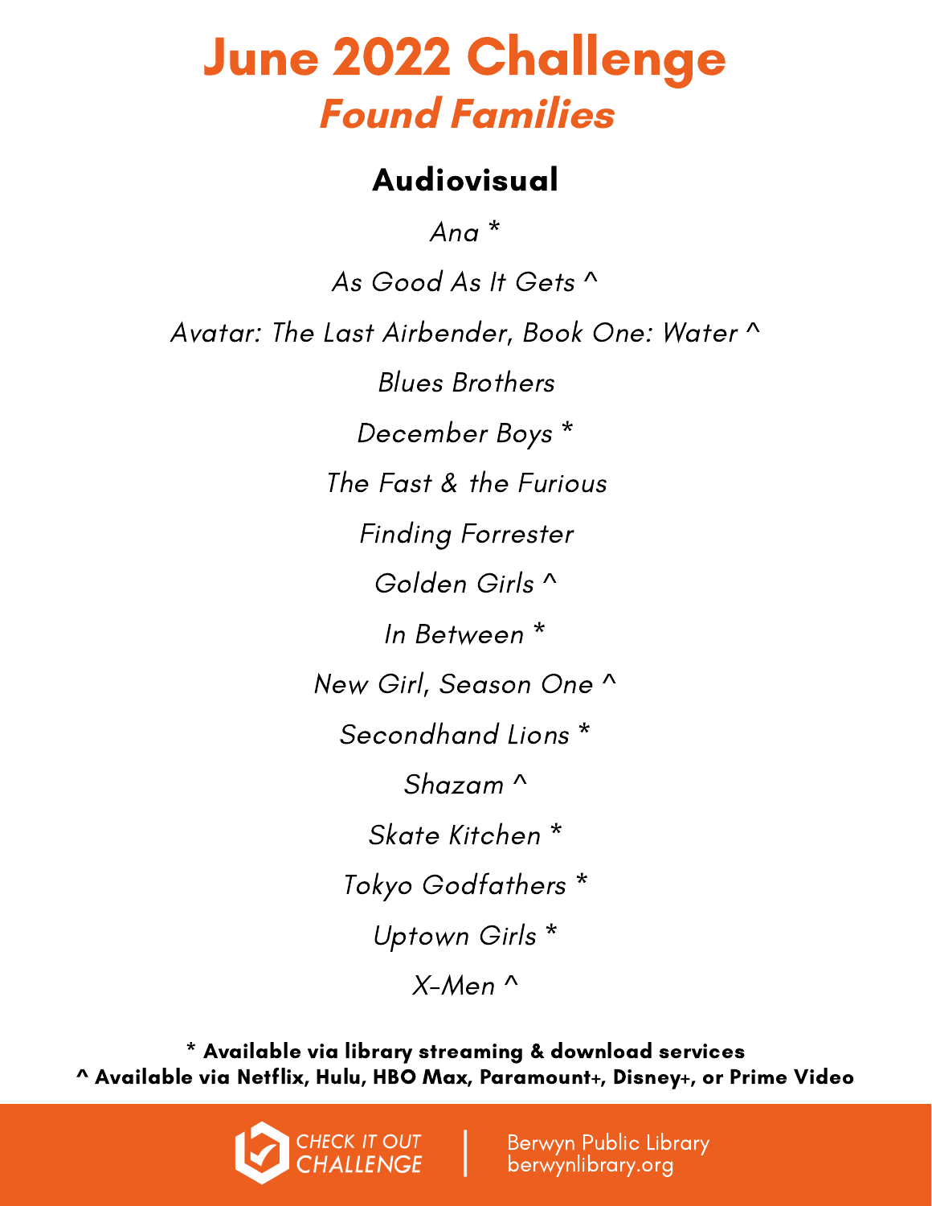# June 2022 Challenge

## *Found Families*

### Audiovisual

*Ana* *

*As Good As It Gets* ^

*Avatar: The Last Airbender, Book One: Water* ^

*Blues Brothers*

*December Boys* *

*The Fast & the Furious*

*Finding Forrester*

*Golden Girls* ^

*In Between* *

*New Girl, Season One* ^

*Secondhand Lions* *

*Shazam* ^

*Skate Kitchen* *

*Tokyo Godfathers* *

*Uptown Girls* *

*X-Men* ^

**\* Available via library streaming & download services**
**^ Available via Netflix, Hulu, HBO Max, Paramount+, Disney+, or Prime Video**

CHECK IT OUT CHALLENGE | Berwyn Public Library berwynlibrary.org